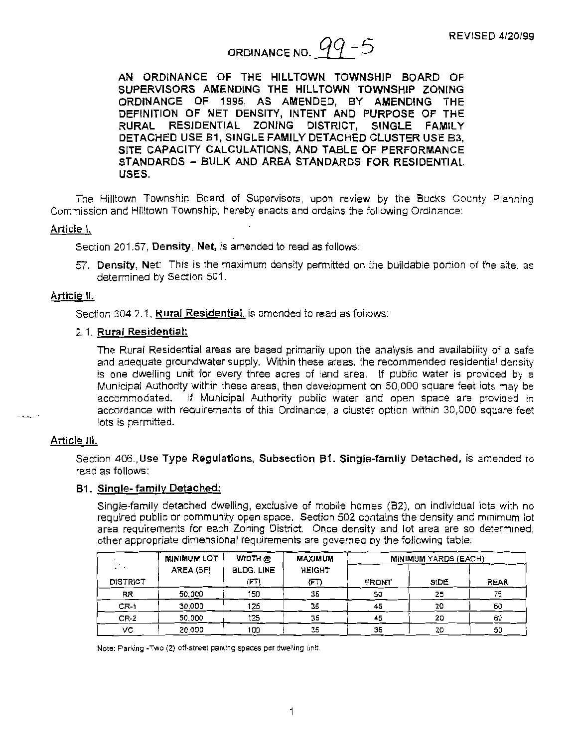REVISED 4/20/99

# ORDINANCE NO. 99-5

**AN ORDINANCE OF THE HILLTOWN TOWNSHIP BOARD OF SUPERVISORS AMENDING THE HILLTOWN TOWNSHIP ZONING ORDINANCE OF 1995, AS AMENDED, BY AMENDING THE DEFINITION OF NET DENSITY, INTENT AND PURPOSE OF THE RURAL RESIDENTIAL ZONING DISTRICT, SINGLE FAMILY DETACHED USE B1, SINGLE FAMILY DETACHED CLUSTER USE B3, SITE CAPACITY CALCULATIONS, AND TABLE OF PERFORMANCE STANDARDS – BULK AND AREA STANDARDS FOR RESIDENTIAL USES.**

The Hilltown Township Board of Supervisors, upon review by the Bucks County Planning Commission and Hilltown Township, hereby enacts and ordains the following Ordinance:

## Article I.

Section 201.57, **Density, Net,** is amended to read as follows:

57. **Density, Net:** This is the maximum density permitted on the buildable portion of the site, as determined by Section 501.

## Article II.

Section 304.2.1, **Rural Residential**, is amended to read as follows:

2.1. **Rural Residential:**

The Rural Residential areas are based primarily upon the analysis and availability of a safe and adequate groundwater supply. Within these areas, the recommended residential density is one dwelling unit for every three acres of land area. If public water is provided by a Municipal Authority within these areas, then development on 50,000 square feet lots may be accommodated. If Municipal Authority public water and open space are provided in accordance with requirements of this Ordinance, a cluster option within 30,000 square feet lots is permitted.

## Article III.

Section 406., **Use Type Regulations, Subsection B1. Single-family Detached,** is amended to read as follows:

**B1. Single- family Detached:**

Single-family detached dwelling, exclusive of mobile homes (B2), on individual lots with no required public or community open space. Section 502 contains the density and minimum lot area requirements for each Zoning District. Once density and lot area are so determined, other appropriate dimensional requirements are governed by the following table:

| DISTRICT | MINIMUM LOT AREA (SF) | WIDTH @ BLDG. LINE (FT) | MAXIMUM HEIGHT (FT) | MINIMUM YARDS (EACH) | | |
|---|---|---|---|---|---|---|
| | | | | FRONT | SIDE | REAR |
| RR | 50,000 | 150 | 35 | 50 | 25 | 75 |
| CR-1 | 30,000 | 125 | 35 | 45 | 20 | 60 |
| CR-2 | 50,000 | 125 | 35 | 45 | 20 | 60 |
| VC | 20,000 | 100 | 35 | 35 | 20 | 50 |

Note: Parking -Two (2) off-street parking spaces per dwelling unit.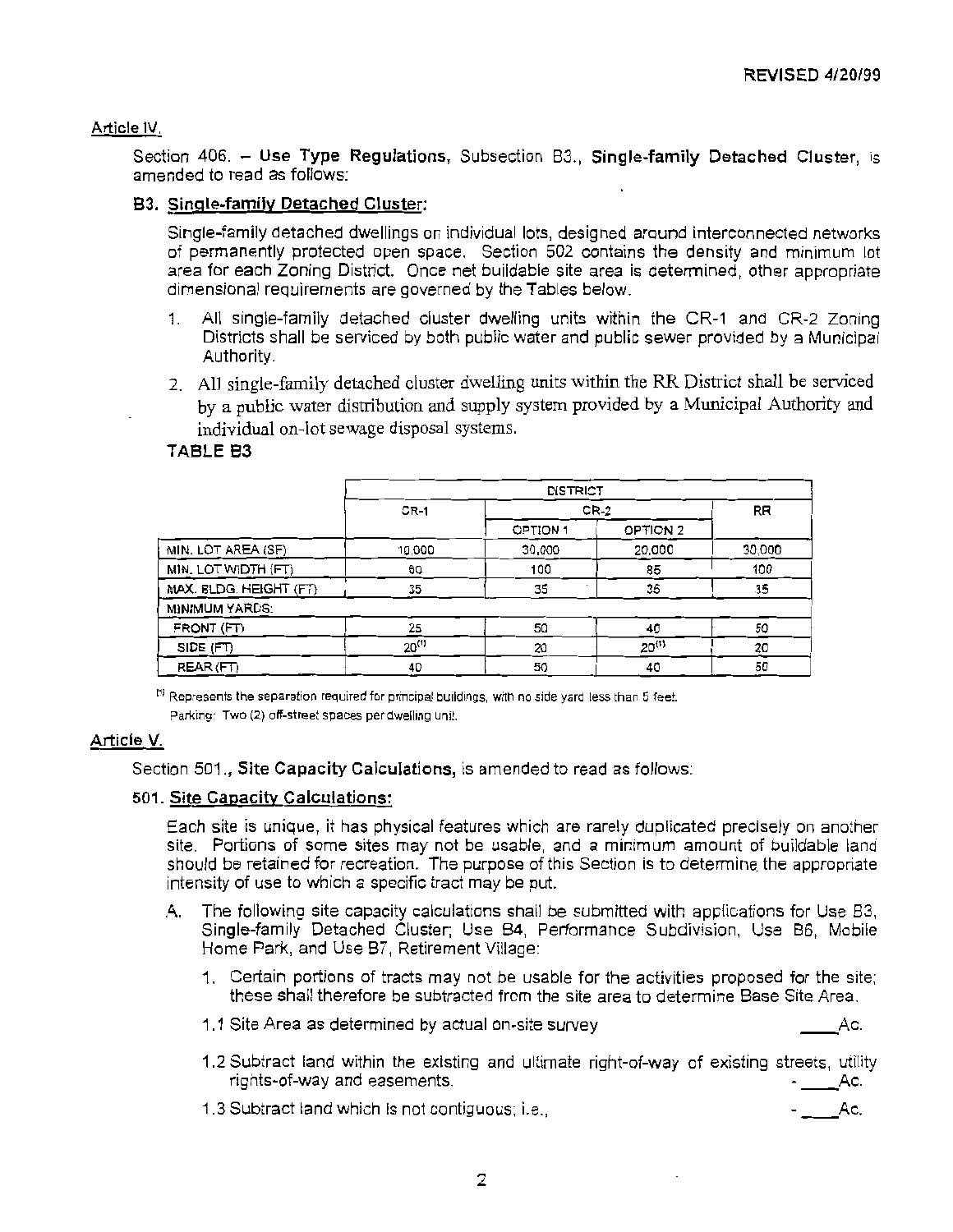REVISED 4/20/99

Article IV.

Section 406. – **Use Type Regulations**, Subsection B3., **Single-family Detached Cluster**, is amended to read as follows:

### B3. Single-family Detached Cluster:

Single-family detached dwellings on individual lots, designed around interconnected networks of permanently protected open space. Section 502 contains the density and minimum lot area for each Zoning District. Once net buildable site area is determined, other appropriate dimensional requirements are governed by the Tables below.

1. All single-family detached cluster dwelling units within the CR-1 and CR-2 Zoning Districts shall be serviced by both public water and public sewer provided by a Municipal Authority.
2. All single-family detached cluster dwelling units within the RR District shall be serviced by a public water distribution and supply system provided by a Municipal Authority and individual on-lot sewage disposal systems.

**TABLE B3**

| | DISTRICT | | | |
|---|---|---|---|---|
| | CR-1 | CR-2 | | RR |
| | | OPTION 1 | OPTION 2 | |
| MIN. LOT AREA (SF) | 10,000 | 30,000 | 20,000 | 30,000 |
| MIN. LOT WIDTH (FT) | 60 | 100 | 85 | 100 |
| MAX. BLDG. HEIGHT (FT) | 35 | 35 | 35 | 35 |
| MINIMUM YARDS: | | | | |
| FRONT (FT) | 25 | 50 | 40 | 50 |
| SIDE (FT) | 20[1] | 20 | 20[1] | 20 |
| REAR (FT) | 40 | 50 | 40 | 50 |

[1] Represents the separation required for principal buildings, with no side yard less than 5 feet.

Parking: Two (2) off-street spaces per dwelling unit.

Article V.

Section 501., **Site Capacity Calculations**, is amended to read as follows:

### 501. Site Capacity Calculations:

Each site is unique, it has physical features which are rarely duplicated precisely on another site. Portions of some sites may not be usable, and a minimum amount of buildable land should be retained for recreation. The purpose of this Section is to determine the appropriate intensity of use to which a specific tract may be put.

A. The following site capacity calculations shall be submitted with applications for Use B3, Single-family Detached Cluster; Use B4, Performance Subdivision, Use B6, Mobile Home Park, and Use B7, Retirement Village:

1. Certain portions of tracts may not be usable for the activities proposed for the site; these shall therefore be subtracted from the site area to determine Base Site Area.

1.1 Site Area as determined by actual on-site survey ____Ac.

1.2 Subtract land within the existing and ultimate right-of-way of existing streets, utility rights-of-way and easements. - ____Ac.

1.3 Subtract land which is not contiguous; i.e., - ____Ac.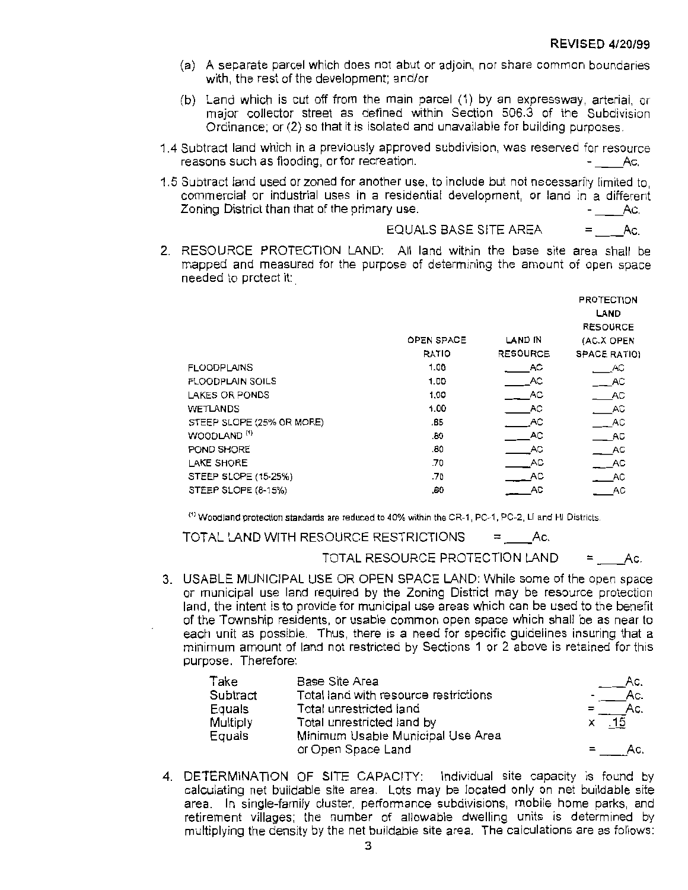REVISED 4/20/99

(a) A separate parcel which does not abut or adjoin, nor share common boundaries with, the rest of the development; and/or

(b) Land which is cut off from the main parcel (1) by an expressway, arterial, or major collector street as defined within Section 506.3 of the Subdivision Ordinance; or (2) so that it is isolated and unavailable for building purposes.

1.4 Subtract land which in a previously approved subdivision, was reserved for resource reasons such as flooding, or for recreation. - ____Ac.

1.5 Subtract land used or zoned for another use, to include but not necessarily limited to, commercial or industrial uses in a residential development, or land in a different Zoning District than that of the primary use. - ____Ac.

EQUALS BASE SITE AREA = ____Ac.

2. RESOURCE PROTECTION LAND: All land within the base site area shall be mapped and measured for the purpose of determining the amount of open space needed to protect it:

| | OPEN SPACE RATIO | LAND IN RESOURCE | PROTECTION LAND RESOURCE (AC.X OPEN SPACE RATIO) |
|---|---|---|---|
| FLOODPLAINS | 1.00 | ____AC | ____AC |
| FLOODPLAIN SOILS | 1.00 | ____AC | ____AC |
| LAKES OR PONDS | 1.00 | ____AC | ____AC |
| WETLANDS | 1.00 | ____AC | ____AC |
| STEEP SLOPE (25% OR MORE) | .85 | ____AC | ____AC |
| WOODLAND [1] | .80 | ____AC | ____AC |
| POND SHORE | .80 | ____AC | ____AC |
| LAKE SHORE | .70 | ____AC | ____AC |
| STEEP SLOPE (15-25%) | .70 | ____AC | ____AC |
| STEEP SLOPE (8-15%) | .60 | ____AC | ____AC |

[1] Woodland protection standards are reduced to 40% within the CR-1, PC-1, PC-2, LI and HI Districts.

TOTAL LAND WITH RESOURCE RESTRICTIONS = ____Ac.

TOTAL RESOURCE PROTECTION LAND = ____Ac.

3. USABLE MUNICIPAL USE OR OPEN SPACE LAND: While some of the open space or municipal use land required by the Zoning District may be resource protection land, the intent is to provide for municipal use areas which can be used to the benefit of the Township residents, or usable common open space which shall be as near to each unit as possible. Thus, there is a need for specific guidelines insuring that a minimum amount of land not restricted by Sections 1 or 2 above is retained for this purpose. Therefore:

| | | |
|---|---|---|
| Take | Base Site Area | ____Ac. |
| Subtract | Total land with resource restrictions | - ____Ac. |
| Equals | Total unrestricted land | = ____Ac. |
| Multiply | Total unrestricted land by | x .15 |
| Equals | Minimum Usable Municipal Use Area or Open Space Land | = ____Ac. |

4. DETERMINATION OF SITE CAPACITY: Individual site capacity is found by calculating net buildable site area. Lots may be located only on net buildable site area. In single-family cluster, performance subdivisions, mobile home parks, and retirement villages; the number of allowable dwelling units is determined by multiplying the density by the net buildable site area. The calculations are as follows: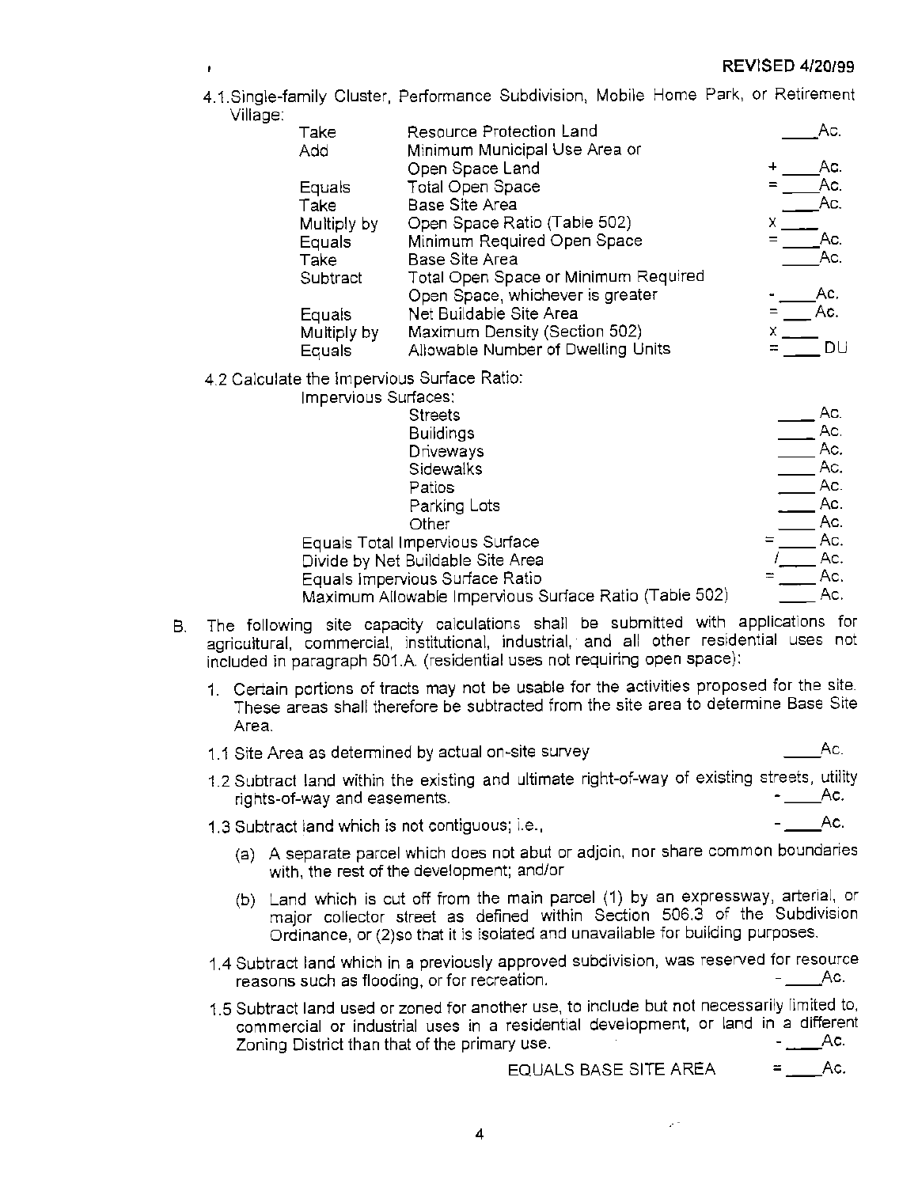REVISED 4/20/99

4.1. Single-family Cluster, Performance Subdivision, Mobile Home Park, or Retirement Village:

| | | |
|---|---|---|
| Take | Resource Protection Land | ____Ac. |
| Add | Minimum Municipal Use Area or Open Space Land | + ____Ac. |
| Equals | Total Open Space | = ____Ac. |
| Take | Base Site Area | ____Ac. |
| Multiply by | Open Space Ratio (Table 502) | x ____ |
| Equals | Minimum Required Open Space | = ____Ac. |
| Take | Base Site Area | ____Ac. |
| Subtract | Total Open Space or Minimum Required Open Space, whichever is greater | - ____Ac. |
| Equals | Net Buildable Site Area | = ____Ac. |
| Multiply by | Maximum Density (Section 502) | x ____ |
| Equals | Allowable Number of Dwelling Units | = ____ DU |

4.2 Calculate the Impervious Surface Ratio:

| | |
|---|---|
| Impervious Surfaces: | |
| Streets | ____ Ac. |
| Buildings | ____ Ac. |
| Driveways | ____ Ac. |
| Sidewalks | ____ Ac. |
| Patios | ____ Ac. |
| Parking Lots | ____ Ac. |
| Other | ____ Ac. |
| Equals Total Impervious Surface | = ____ Ac. |
| Divide by Net Buildable Site Area | / ____ Ac. |
| Equals Impervious Surface Ratio | = ____ Ac. |
| Maximum Allowable Impervious Surface Ratio (Table 502) | ____ Ac. |

B. The following site capacity calculations shall be submitted with applications for agricultural, commercial, institutional, industrial, and all other residential uses not included in paragraph 501.A. (residential uses not requiring open space):

1. Certain portions of tracts may not be usable for the activities proposed for the site. These areas shall therefore be subtracted from the site area to determine Base Site Area.

1.1 Site Area as determined by actual on-site survey ____Ac.

1.2 Subtract land within the existing and ultimate right-of-way of existing streets, utility rights-of-ways and easements. - ____Ac.

1.3 Subtract land which is not contiguous; i.e., - ____Ac.

(a) A separate parcel which does not abut or adjoin, nor share common boundaries with, the rest of the development; and/or

(b) Land which is cut off from the main parcel (1) by an expressway, arterial, or major collector street as defined within Section 506.3 of the Subdivision Ordinance, or (2)so that it is isolated and unavailable for building purposes.

1.4 Subtract land which in a previously approved subdivision, was reserved for resource reasons such as flooding, or for recreation. - ____Ac.

1.5 Subtract land used or zoned for another use, to include but not necessarily limited to, commercial or industrial uses in a residential development, or land in a different Zoning District than that of the primary use. - ____Ac.

EQUALS BASE SITE AREA = ____Ac.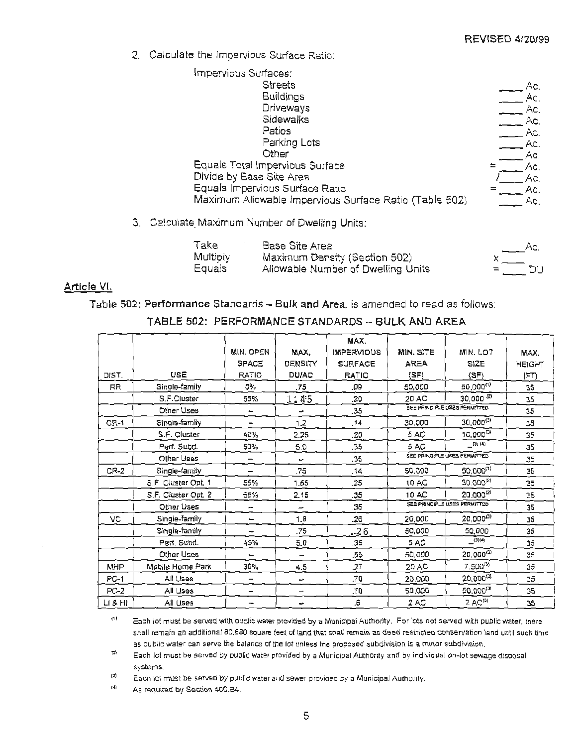REVISED 4/20/99

2. Calculate the Impervious Surface Ratio:

Impervious Surfaces:

| | | |
|---|---|---|
| Streets | | ____ Ac. |
| Buildings | | ____ Ac. |
| Driveways | | ____ Ac. |
| Sidewalks | | ____ Ac. |
| Patios | | ____ Ac. |
| Parking Lots | | ____ Ac. |
| Other | | ____ Ac. |
| Equals Total Impervious Surface | = | ____ Ac. |
| Divide by Base Site Area | / | ____ Ac. |
| Equals Impervious Surface Ratio | = | ____ Ac. |
| Maximum Allowable Impervious Surface Ratio (Table 502) | | ____ Ac. |

3. Calculate Maximum Number of Dwelling Units:

| | | | |
|---|---|---|---|
| Take | Base Site Area | | ____ Ac. |
| Multiply | Maximum Density (Section 502) | x | ____ |
| Equals | Allowable Number of Dwelling Units | = | ____ DU |

Article VI.

Table 502: **Performance Standards – Bulk and Area**, is amended to read as follows:

**TABLE 502: PERFORMANCE STANDARDS – BULK AND AREA**

| DIST. | USE | MIN. OPEN SPACE RATIO | MAX. DENSITY DU/AC | MAX. IMPERVIOUS SURFACE RATIO | MIN. SITE AREA (SF) | MIN. LOT SIZE (SF) | MAX. HEIGHT (FT) |
|---|---|---|---|---|---|---|---|
| RR | Single-family | 0% | .75 | .09 | 50,000 | 50,000[1] | 35 |
| | S.F.Cluster | 55% | 1.45 | .20 | 20 AC | 30,000 [2] | 35 |
| | Other Uses | – | – | .35 | SEE PRINCIPLE USES PERMITTED | | 35 |
| CR-1 | Single-family | – | 1.2 | .14 | 30,000 | 30,000[3] | 35 |
| | S.F. Cluster | 40% | 2.25 | .20 | 5 AC | 10,000[3] | 35 |
| | Perf. Subd. | 50% | 5.0 | .35 | 5 AC | –[3] [4] | 35 |
| | Other Uses | – | – | .35 | SEE PRINCIPLE USES PERMITTED | | 35 |
| CR-2 | Single-family | – | .75 | .14 | 50,000 | 50,000[1] | 35 |
| | S.F. Cluster Opt. 1 | 55% | 1.65 | .25 | 10 AC | 30,000[2] | 35 |
| | S.F. Cluster Opt. 2 | 65% | 2.15 | .35 | 10 AC | 20,000[2] | 35 |
| | Other Uses | – | – | .35 | SEE PRINCIPLE USES PERMITTED | | 35 |
| VC | Single-family | – | 1.8 | .26 | 20,000 | 20,000[3] | 35 |
| | Single-family | – | .75 | .26 | 50,000 | 50,000 | 35 |
| | Perf. Subd. | 45% | 5.0 | .35 | 5 AC | –[3][4] | 35 |
| | Other Uses | – | – | .65 | 50,000 | 20,000[3] | 35 |
| MHP | Mobile Home Park | 30% | 4.5 | .27 | 20 AC | 7,500[3] | 35 |
| PC-1 | All Uses | – | – | .70 | 20,000 | 20,000[3] | 35 |
| PC-2 | All Uses | – | – | .70 | 50,000 | 50,000[3] | 35 |
| LI & HI | All Uses | – | – | .6 | 2 AC | 2 AC[3] | 35 |

[1] Each lot must be served with public water provided by a Municipal Authority. For lots not served with public water, there shall remain an additional 80,680 square feet of land that shall remain as deed restricted conservation land until such time as public water can serve the balance of the lot unless the proposed subdivision is a minor subdivision.

[2] Each lot must be served by public water provided by a Municipal Authority and by individual on-lot sewage disposal systems.

[3] Each lot must be served by public water and sewer provided by a Municipal Authority.

[4] As required by Section 406.B4.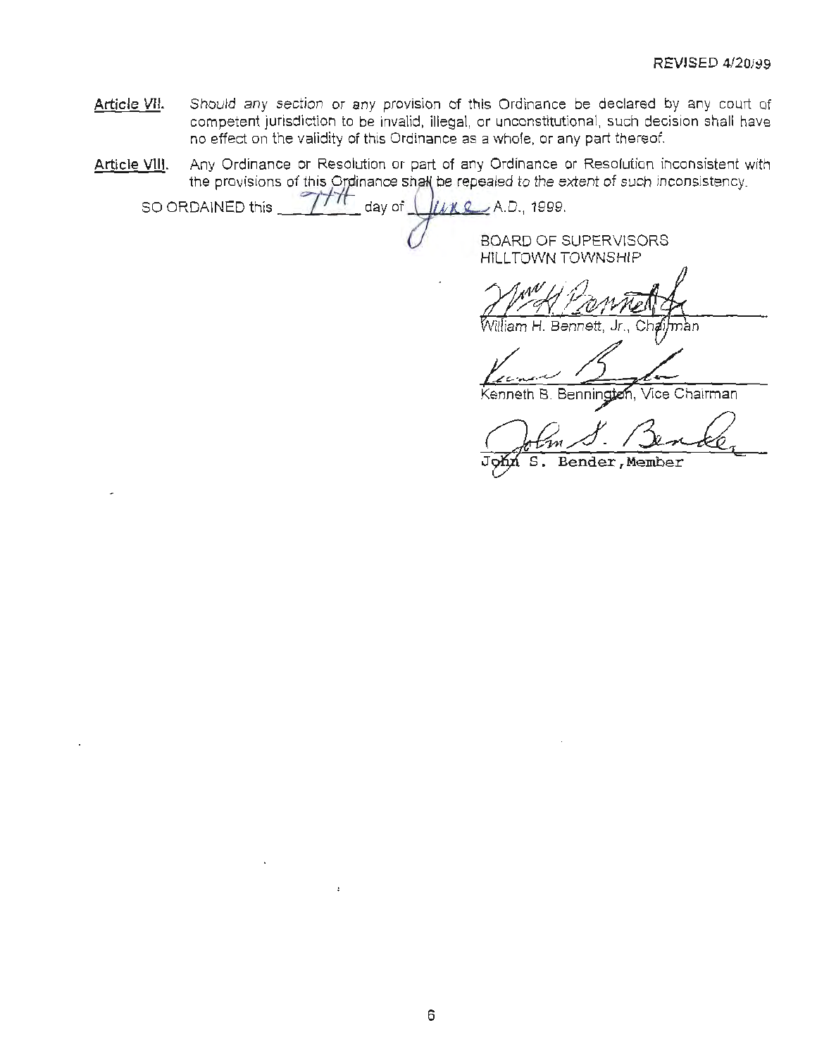REVISED 4/20/99

**Article VII.** Should any section or any provision of this Ordinance be declared by any court of competent jurisdiction to be invalid, illegal, or unconstitutional, such decision shall have no effect on the validity of this Ordinance as a whole, or any part thereof.

**Article VIII.** Any Ordinance or Resolution or part of any Ordinance or Resolution inconsistent with the provisions of this Ordinance shall be repealed to the extent of such inconsistency.

SO ORDAINED this 7th day of June A.D., 1999.

BOARD OF SUPERVISORS
HILLTOWN TOWNSHIP

William H. Bennett, Jr., Chairman

Kenneth B. Bennington, Vice Chairman

John S. Bender, Member